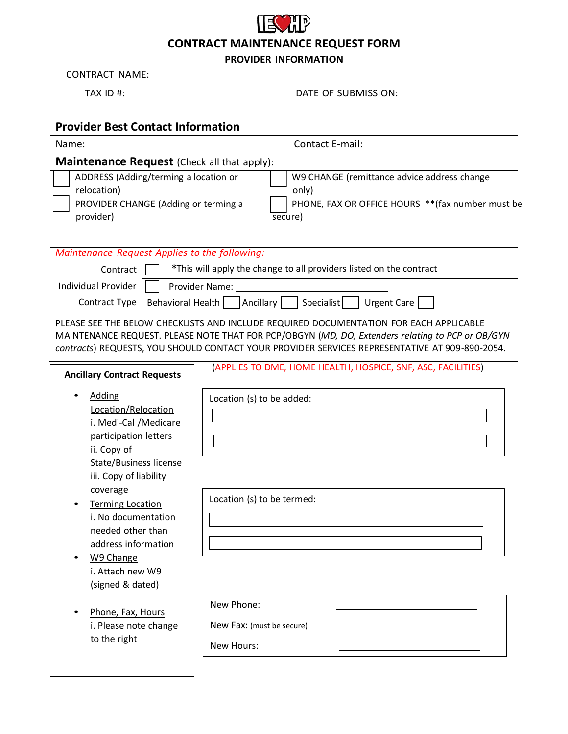IEHP

# CONTRACT MAINTENANCE REQUEST FORM

## PROVIDER INFORMATION

CONTRACT NAME: ______________________________

TAX ID #: ______________________ DATE OF SUBMISSION: ______________

### Provider Best Contact Information

Name: ______________________ Contact E-mail: ______________________

### Maintenance Request (Check all that apply):

- ☐ ADDRESS (Adding/terming a location or relocation)
- ☐ W9 CHANGE (remittance advice address change only)
- ☐ PROVIDER CHANGE (Adding or terming a provider)
- ☐ PHONE, FAX OR OFFICE HOURS **(fax number must be secure)

*Maintenance Request Applies to the following:*

Contract ☐ *This will apply the change to all providers listed on the contract

Individual Provider ☐ Provider Name: ______________________

Contract Type: Behavioral Health ☐ Ancillary ☐ Specialist ☐ Urgent Care ☐

PLEASE SEE THE BELOW CHECKLISTS AND INCLUDE REQUIRED DOCUMENTATION FOR EACH APPLICABLE MAINTENANCE REQUEST. PLEASE NOTE THAT FOR PCP/OBGYN (*MD, DO, Extenders relating to PCP or OB/GYN contracts*) REQUESTS, YOU SHOULD CONTACT YOUR PROVIDER SERVICES REPRESENTATIVE AT 909-890-2054.

### Ancillary Contract Requests

(APPLIES TO DME, HOME HEALTH, HOSPICE, SNF, ASC, FACILITIES)

- Adding Location/Relocation
  - i. Medi-Cal /Medicare participation letters
  - ii. Copy of State/Business license
  - iii. Copy of liability coverage
- Terming Location
  - i. No documentation needed other than address information
- W9 Change
  - i. Attach new W9 (signed & dated)
- Phone, Fax, Hours
  - i. Please note change to the right

Location (s) to be added:

______________________________

______________________________

Location (s) to be termed:

______________________________

______________________________

New Phone: ______________________

New Fax: (must be secure) ______________________

New Hours: ______________________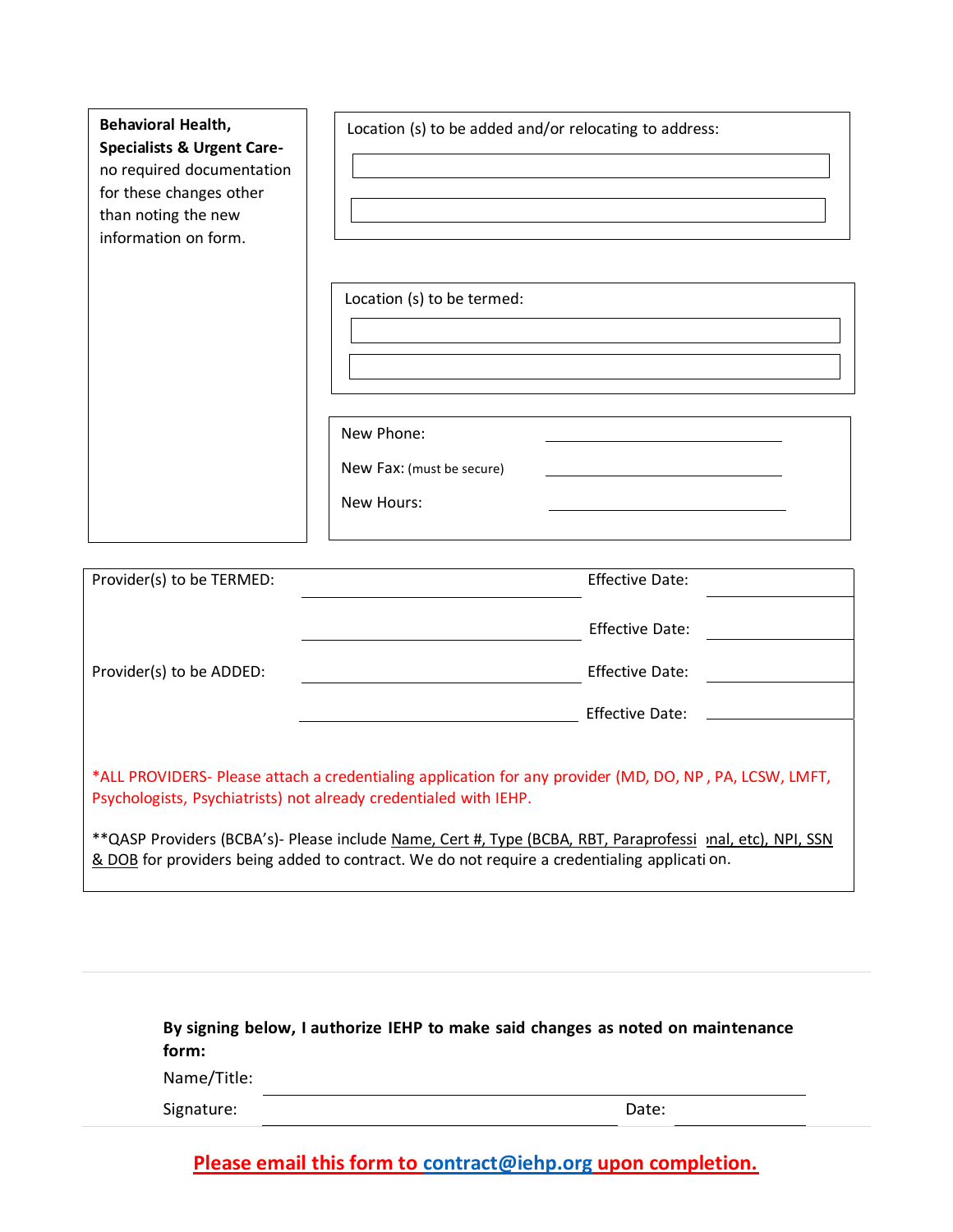**Behavioral Health, Specialists & Urgent Care-** no required documentation for these changes other than noting the new information on form.

Location (s) to be added and/or relocating to address:

\_\_\_\_\_\_\_\_\_\_\_\_\_\_\_\_\_\_\_\_\_\_\_\_\_\_\_\_\_\_\_\_\_\_\_\_\_\_\_\_

\_\_\_\_\_\_\_\_\_\_\_\_\_\_\_\_\_\_\_\_\_\_\_\_\_\_\_\_\_\_\_\_\_\_\_\_\_\_\_\_

Location (s) to be termed:

\_\_\_\_\_\_\_\_\_\_\_\_\_\_\_\_\_\_\_\_\_\_\_\_\_\_\_\_\_\_\_\_\_\_\_\_\_\_\_\_

\_\_\_\_\_\_\_\_\_\_\_\_\_\_\_\_\_\_\_\_\_\_\_\_\_\_\_\_\_\_\_\_\_\_\_\_\_\_\_\_

New Phone: \_\_\_\_\_\_\_\_\_\_\_\_\_\_\_\_\_\_\_\_

New Fax: (must be secure) \_\_\_\_\_\_\_\_\_\_\_\_\_\_\_\_\_\_\_\_

New Hours: \_\_\_\_\_\_\_\_\_\_\_\_\_\_\_\_\_\_\_\_

| | | | |
|---|---|---|---|
| Provider(s) to be TERMED: | | Effective Date: | |
| | | Effective Date: | |
| Provider(s) to be ADDED: | | Effective Date: | |
| | | Effective Date: | |

*ALL PROVIDERS- Please attach a credentialing application for any provider (MD, DO, NP , PA, LCSW, LMFT, Psychologists, Psychiatrists) not already credentialed with IEHP.

**QASP Providers (BCBA's)- Please include Name, Cert #, Type (BCBA, RBT, Paraprofessional, etc), NPI, SSN & DOB for providers being added to contract. We do not require a credentialing application.

**By signing below, I authorize IEHP to make said changes as noted on maintenance form:**

Name/Title: \_\_\_\_\_\_\_\_\_\_\_\_\_\_\_\_\_\_\_\_\_\_\_\_\_\_\_\_\_\_\_\_\_\_\_\_\_\_\_\_

Signature: \_\_\_\_\_\_\_\_\_\_\_\_\_\_\_\_\_\_\_\_\_\_\_\_\_\_\_\_ Date: \_\_\_\_\_\_\_\_\_\_

**Please email this form to contract@iehp.org upon completion.**